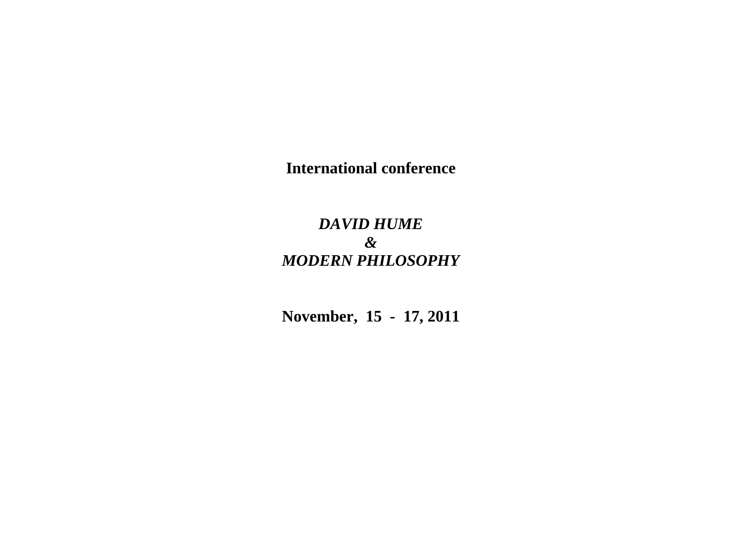**International conference**

***DAVID HUME***
***&***
***MODERN PHILOSOPHY***

**November, 15 - 17, 2011**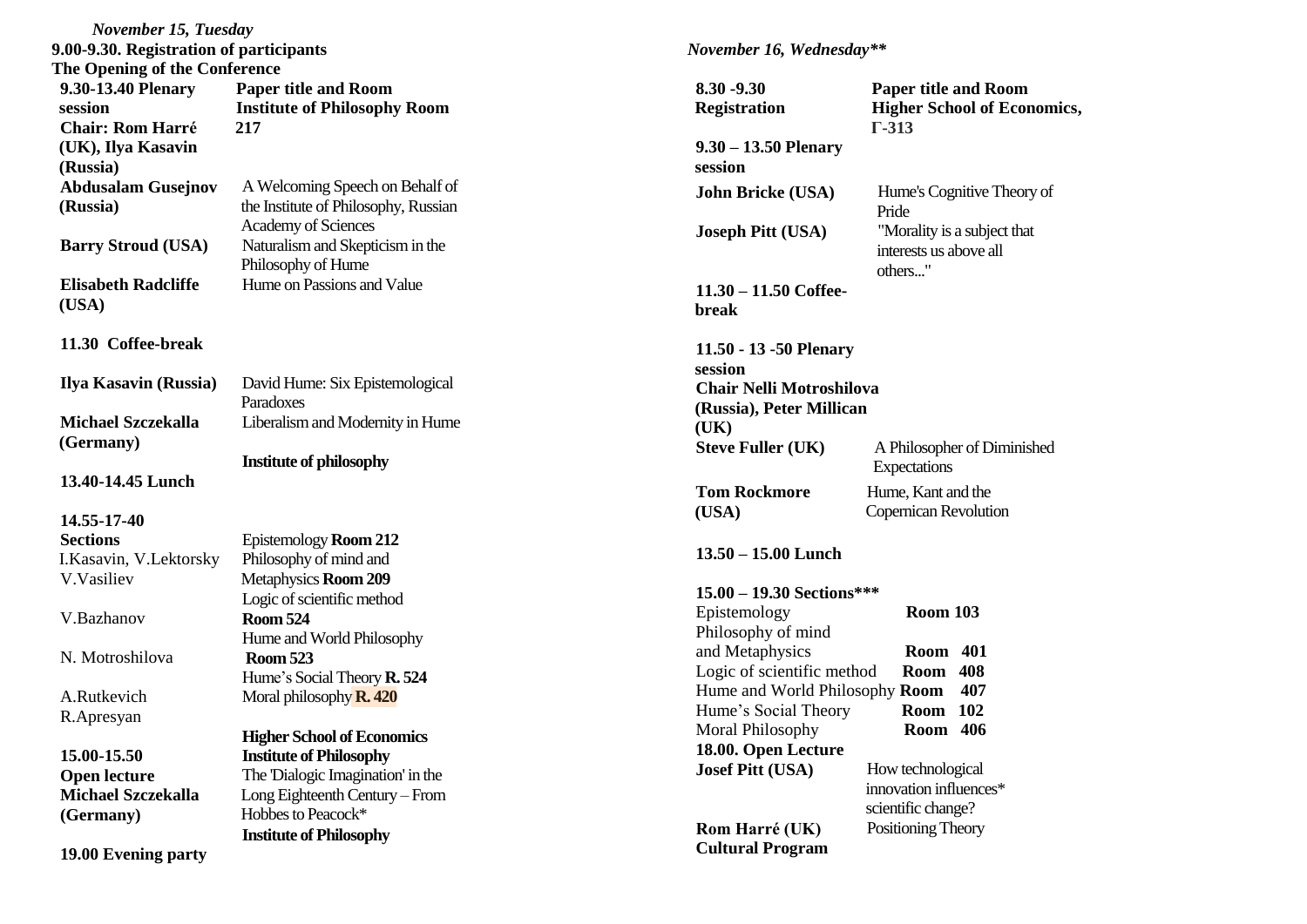*November 15, Tuesday*

**9.00-9.30. Registration of participants**

**The Opening of the Conference**

| **9.30-13.40 Plenary session** | **Paper title and Room** |
|---|---|
| **Chair: Rom Harré (UK), Ilya Kasavin (Russia)** | **Institute of Philosophy Room 217** |
| **Abdusalam Gusejnov (Russia)** | A Welcoming Speech on Behalf of the Institute of Philosophy, Russian Academy of Sciences |
| **Barry Stroud (USA)** | Naturalism and Skepticism in the Philosophy of Hume |
| **Elisabeth Radcliffe (USA)** | Hume on Passions and Value |
| **11.30 Coffee-break** | |
| **Ilya Kasavin (Russia)** | David Hume: Six Epistemological Paradoxes |
| **Michael Szczekalla (Germany)** | Liberalism and Modernity in Hume |
| | **Institute of philosophy** |
| **13.40-14.45 Lunch** | |
| **14.55-17-40 Sections** | |
| I.Kasavin, V.Lektorsky | Epistemology **Room 212** |
| V.Vasiliev | Philosophy of mind and Metaphysics **Room 209** |
| V.Bazhanov | Logic of scientific method **Room 524** |
| N. Motroshilova | Hume and World Philosophy **Room 523** |
| | Hume's Social Theory **R. 524** |
| A.Rutkevich R.Apresyan | Moral philosophy **R. 420** |
| | **Higher School of Economics** |
| **15.00-15.50 Open lecture** | **Institute of Philosophy** |
| **Michael Szczekalla (Germany)** | The 'Dialogic Imagination' in the Long Eighteenth Century – From Hobbes to Peacock* |
| | **Institute of Philosophy** |
| **19.00 Evening party** | |

*November 16, Wednesday***

| **8.30 -9.30 Registration** | **Paper title and Room Higher School of Economics, Г-313** |
|---|---|
| **9.30 – 13.50 Plenary session** | |
| **John Bricke (USA)** | Hume's Cognitive Theory of Pride |
| **Joseph Pitt (USA)** | "Morality is a subject that interests us above all others..." |
| **11.30 – 11.50 Coffee-break** | |
| **11.50 - 13 -50 Plenary session** | |
| **Chair Nelli Motroshilova (Russia), Peter Millican (UK)** | |
| **Steve Fuller (UK)** | A Philosopher of Diminished Expectations |
| **Tom Rockmore (USA)** | Hume, Kant and the Copernican Revolution |
| **13.50 – 15.00 Lunch** | |

**15.00 – 19.30 Sections*****

| | |
|---|---|
| Epistemology | **Room 103** |
| Philosophy of mind and Metaphysics | **Room 401** |
| Logic of scientific method | **Room 408** |
| Hume and World Philosophy | **Room 407** |
| Hume's Social Theory | **Room 102** |
| Moral Philosophy | **Room 406** |

**18.00. Open Lecture**

| | |
|---|---|
| **Josef Pitt (USA)** | How technological innovation influences* scientific change? |
| **Rom Harré (UK)** | Positioning Theory |

**Cultural Program**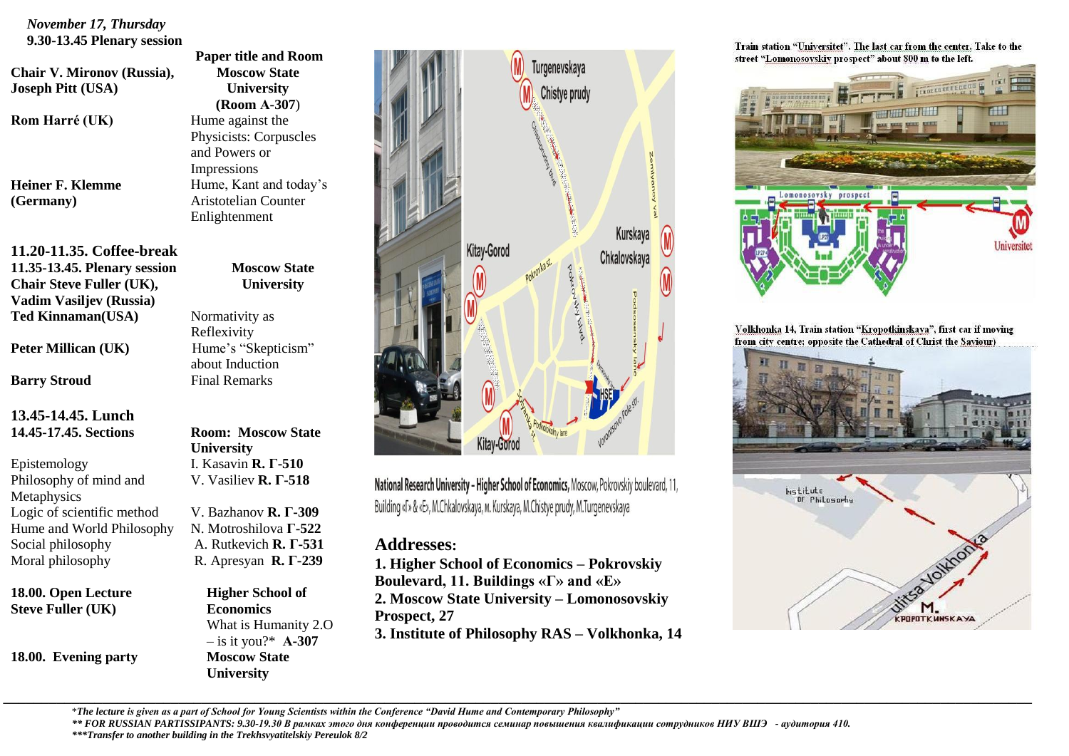*November 17, Thursday*

**9.30-13.45 Plenary session**

| | **Paper title and Room** |
|---|---|
| **Chair V. Mironov (Russia), Joseph Pitt (USA)** | **Moscow State University (Room A-307)** |
| **Rom Harré (UK)** | Hume against the Physicists: Corpuscles and Powers or Impressions |
| **Heiner F. Klemme (Germany)** | Hume, Kant and today's Aristotelian Counter Enlightenment |

**11.20-11.35. Coffee-break**

**11.35-13.45. Plenary session**

| | |
|---|---|
| **Chair Steve Fuller (UK), Vadim Vasiljev (Russia)** | **Moscow State University** |
| **Ted Kinnaman(USA)** | Normativity as Reflexivity |
| **Peter Millican (UK)** | Hume's "Skepticism" about Induction |
| **Barry Stroud** | Final Remarks |

**13.45-14.45. Lunch**

**14.45-17.45. Sections**

| | **Room: Moscow State University** |
|---|---|
| Epistemology | I. Kasavin **R. Г-510** |
| Philosophy of mind and Metaphysics | V. Vasiliev **R. Г-518** |
| Logic of scientific method | V. Bazhanov **R. Г-309** |
| Hume and World Philosophy | N. Motroshilova **Г-522** |
| Social philosophy | A. Rutkevich **R. Г-531** |
| Moral philosophy | R. Apresyan **R. Г-239** |

| | |
|---|---|
| **18.00. Open Lecture Steve Fuller (UK)** | **Higher School of Economics** What is Humanity 2.O – is it you?* **A-307** |
| **18.00. Evening party** | **Moscow State University** |

National Research University - Higher School of Economics, Moscow, Pokrovskiy boulevard, 11, Building «Г» & «Е», M.Chkalovskaya, м. Kurskaya, M.Chistye prudy, M.Turgenevskaya

## Addresses:

**1. Higher School of Economics – Pokrovskiy Boulevard, 11. Buildings «Г» and «Е»**
**2. Moscow State University – Lomonosovskiy Prospect, 27**
**3. Institute of Philosophy RAS – Volkhonka, 14**

Train station "Universitet". The last car from the center. Take to the street "Lomonosovskiy prospect" about 800 m to the left.

Volkhonka 14, Train station "Kropotkinskaya", first car if moving from city centre; opposite the Cathedral of Christ the Saviour)

---

**The lecture is given as a part of School for Young Scientists within the Conference "David Hume and Contemporary Philosophy"*

*\*\* FOR RUSSIAN PARTISSIPANTS: 9.30-19.30 В рамках этого дня конференции проводится семинар повышения квалификации сотрудников НИУ ВШЭ - аудитория 410.*

*\*\*\*Transfer to another building in the Trekhsvyatitelskiy Pereulok 8/2*